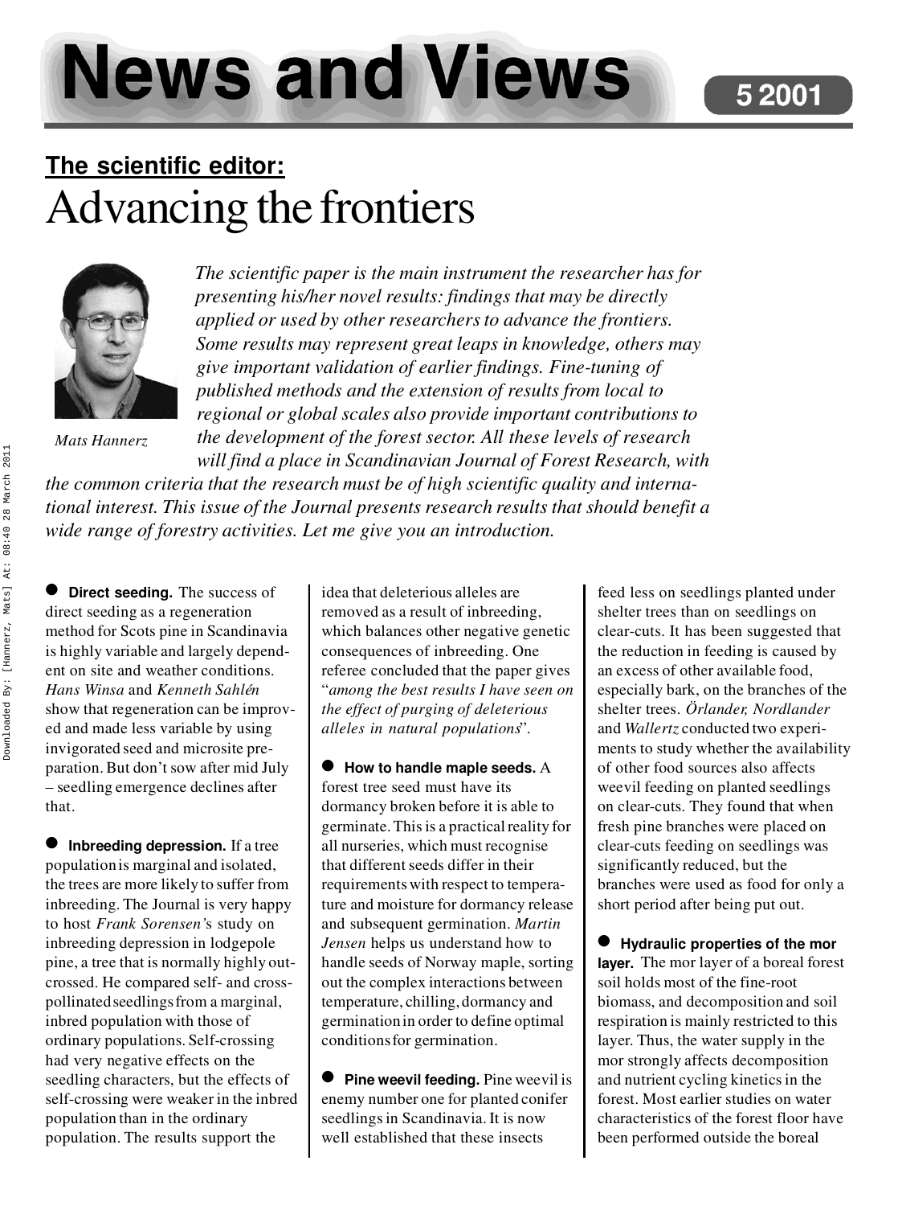# News and Views

5 2001

## The scientific editor:

# Advancing the frontiers

*Mats Hannerz*

*The scientific paper is the main instrument the researcher has for presenting his/her novel results: findings that may be directly applied or used by other researchers to advance the frontiers. Some results may represent great leaps in knowledge, others may give important validation of earlier findings. Fine-tuning of published methods and the extension of results from local to regional or global scales also provide important contributions to the development of the forest sector. All these levels of research will find a place in Scandinavian Journal of Forest Research, with the common criteria that the research must be of high scientific quality and international interest. This issue of the Journal presents research results that should benefit a wide range of forestry activities. Let me give you an introduction.*

- **Direct seeding.** The success of direct seeding as a regeneration method for Scots pine in Scandinavia is highly variable and largely dependent on site and weather conditions. *Hans Winsa* and *Kenneth Sahlén* show that regeneration can be improved and made less variable by using invigorated seed and microsite preparation. But don't sow after mid July – seedling emergence declines after that.

- **Inbreeding depression.** If a tree population is marginal and isolated, the trees are more likely to suffer from inbreeding. The Journal is very happy to host *Frank Sorensen*'s study on inbreeding depression in lodgepole pine, a tree that is normally highly outcrossed. He compared self- and cross-pollinated seedlings from a marginal, inbred population with those of ordinary populations. Self-crossing had very negative effects on the seedling characters, but the effects of self-crossing were weaker in the inbred population than in the ordinary population. The results support the idea that deleterious alleles are removed as a result of inbreeding, which balances other negative genetic consequences of inbreeding. One referee concluded that the paper gives "*among the best results I have seen on the effect of purging of deleterious alleles in natural populations*".

- **How to handle maple seeds.** A forest tree seed must have its dormancy broken before it is able to germinate. This is a practical reality for all nurseries, which must recognise that different seeds differ in their requirements with respect to temperature and moisture for dormancy release and subsequent germination. *Martin Jensen* helps us understand how to handle seeds of Norway maple, sorting out the complex interactions between temperature, chilling, dormancy and germination in order to define optimal conditions for germination.

- **Pine weevil feeding.** Pine weevil is enemy number one for planted conifer seedlings in Scandinavia. It is now well established that these insects feed less on seedlings planted under shelter trees than on seedlings on clear-cuts. It has been suggested that the reduction in feeding is caused by an excess of other available food, especially bark, on the branches of the shelter trees. *Örlander, Nordlander* and *Wallertz* conducted two experiments to study whether the availability of other food sources also affects weevil feeding on planted seedlings on clear-cuts. They found that when fresh pine branches were placed on clear-cuts feeding on seedlings was significantly reduced, but the branches were used as food for only a short period after being put out.

- **Hydraulic properties of the mor layer.** The mor layer of a boreal forest soil holds most of the fine-root biomass, and decomposition and soil respiration is mainly restricted to this layer. Thus, the water supply in the mor strongly affects decomposition and nutrient cycling kinetics in the forest. Most earlier studies on water characteristics of the forest floor have been performed outside the boreal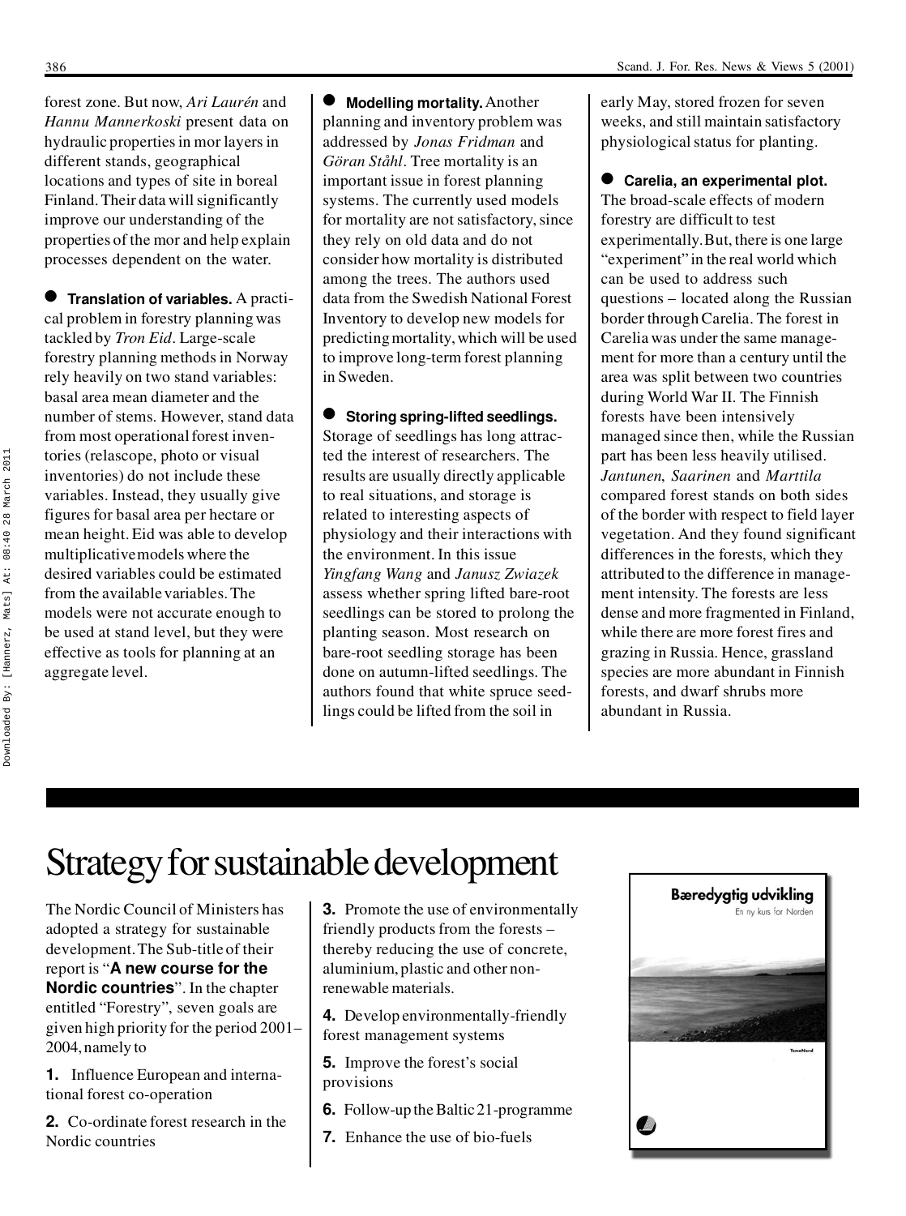forest zone. But now, *Ari Laurén* and *Hannu Mannerkoski* present data on hydraulic properties in mor layers in different stands, geographical locations and types of site in boreal Finland. Their data will significantly improve our understanding of the properties of the mor and help explain processes dependent on the water.

● **Translation of variables.** A practical problem in forestry planning was tackled by *Tron Eid*. Large-scale forestry planning methods in Norway rely heavily on two stand variables: basal area mean diameter and the number of stems. However, stand data from most operational forest inventories (relascope, photo or visual inventories) do not include these variables. Instead, they usually give figures for basal area per hectare or mean height. Eid was able to develop multiplicative models where the desired variables could be estimated from the available variables. The models were not accurate enough to be used at stand level, but they were effective as tools for planning at an aggregate level.

● **Modelling mortality.** Another planning and inventory problem was addressed by *Jonas Fridman* and *Göran Ståhl*. Tree mortality is an important issue in forest planning systems. The currently used models for mortality are not satisfactory, since they rely on old data and do not consider how mortality is distributed among the trees. The authors used data from the Swedish National Forest Inventory to develop new models for predicting mortality, which will be used to improve long-term forest planning in Sweden.

● **Storing spring-lifted seedlings.** Storage of seedlings has long attracted the interest of researchers. The results are usually directly applicable to real situations, and storage is related to interesting aspects of physiology and their interactions with the environment. In this issue *Yingfang Wang* and *Janusz Zwiazek* assess whether spring lifted bare-root seedlings can be stored to prolong the planting season. Most research on bare-root seedling storage has been done on autumn-lifted seedlings. The authors found that white spruce seedlings could be lifted from the soil in early May, stored frozen for seven weeks, and still maintain satisfactory physiological status for planting.

● **Carelia, an experimental plot.** The broad-scale effects of modern forestry are difficult to test experimentally. But, there is one large "experiment" in the real world which can be used to address such questions – located along the Russian border through Carelia. The forest in Carelia was under the same management for more than a century until the area was split between two countries during World War II. The Finnish forests have been intensively managed since then, while the Russian part has been less heavily utilised. *Jantunen*, *Saarinen* and *Marttila* compared forest stands on both sides of the border with respect to field layer vegetation. And they found significant differences in the forests, which they attributed to the difference in management intensity. The forests are less dense and more fragmented in Finland, while there are more forest fires and grazing in Russia. Hence, grassland species are more abundant in Finnish forests, and dwarf shrubs more abundant in Russia.

# Strategy for sustainable development

The Nordic Council of Ministers has adopted a strategy for sustainable development. The Sub-title of their report is "**A new course for the Nordic countries**". In the chapter entitled "Forestry", seven goals are given high priority for the period 2001–2004, namely to

**1.** Influence European and international forest co-operation

**2.** Co-ordinate forest research in the Nordic countries

**3.** Promote the use of environmentally friendly products from the forests – thereby reducing the use of concrete, aluminium, plastic and other non-renewable materials.

**4.** Develop environmentally-friendly forest management systems

**5.** Improve the forest's social provisions

**6.** Follow-up the Baltic 21-programme

**7.** Enhance the use of bio-fuels

Bæredygtig udvikling

En ny kurs for Norden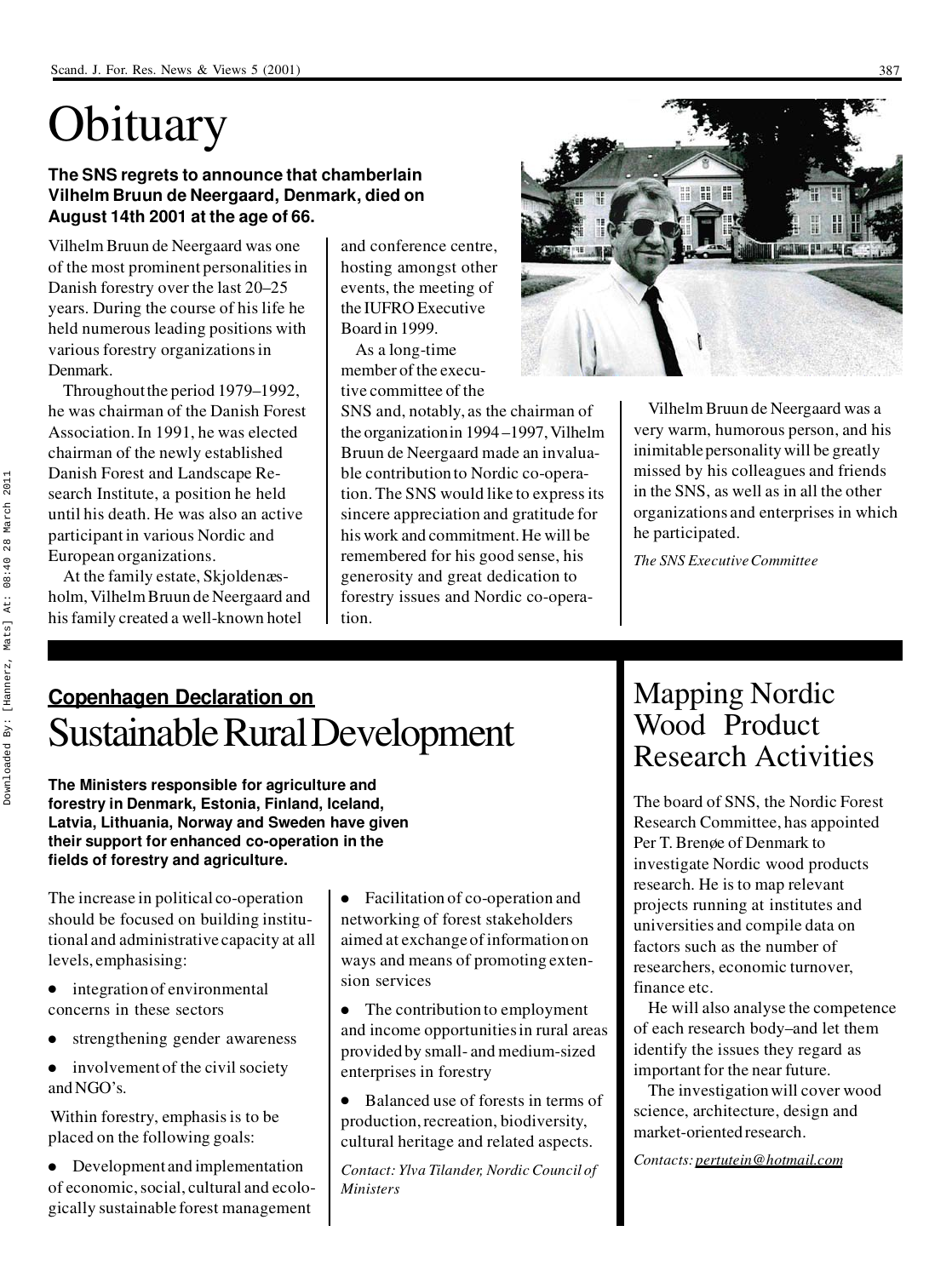# Obituary

**The SNS regrets to announce that chamberlain Vilhelm Bruun de Neergaard, Denmark, died on August 14th 2001 at the age of 66.**

Vilhelm Bruun de Neergaard was one of the most prominent personalities in Danish forestry over the last 20–25 years. During the course of his life he held numerous leading positions with various forestry organizations in Denmark.

Throughout the period 1979–1992, he was chairman of the Danish Forest Association. In 1991, he was elected chairman of the newly established Danish Forest and Landscape Research Institute, a position he held until his death. He was also an active participant in various Nordic and European organizations.

At the family estate, Skjoldenæsholm, Vilhelm Bruun de Neergaard and his family created a well-known hotel and conference centre, hosting amongst other events, the meeting of the IUFRO Executive Board in 1999.

As a long-time member of the executive committee of the SNS and, notably, as the chairman of the organization in 1994–1997, Vilhelm Bruun de Neergaard made an invaluable contribution to Nordic co-operation. The SNS would like to express its sincere appreciation and gratitude for his work and commitment. He will be remembered for his good sense, his generosity and great dedication to forestry issues and Nordic co-operation.

Vilhelm Bruun de Neergaard was a very warm, humorous person, and his inimitable personality will be greatly missed by his colleagues and friends in the SNS, as well as in all the other organizations and enterprises in which he participated.

*The SNS Executive Committee*

## Copenhagen Declaration on Sustainable Rural Development

**The Ministers responsible for agriculture and forestry in Denmark, Estonia, Finland, Iceland, Latvia, Lithuania, Norway and Sweden have given their support for enhanced co-operation in the fields of forestry and agriculture.**

The increase in political co-operation should be focused on building institutional and administrative capacity at all levels, emphasising:

- integration of environmental concerns in these sectors
- strengthening gender awareness
- involvement of the civil society and NGO's.

Within forestry, emphasis is to be placed on the following goals:

- Development and implementation of economic, social, cultural and ecologically sustainable forest management
- Facilitation of co-operation and networking of forest stakeholders aimed at exchange of information on ways and means of promoting extension services
- The contribution to employment and income opportunities in rural areas provided by small- and medium-sized enterprises in forestry
- Balanced use of forests in terms of production, recreation, biodiversity, cultural heritage and related aspects.

*Contact: Ylva Tilander, Nordic Council of Ministers*

## Mapping Nordic Wood Product Research Activities

The board of SNS, the Nordic Forest Research Committee, has appointed Per T. Brenøe of Denmark to investigate Nordic wood products research. He is to map relevant projects running at institutes and universities and compile data on factors such as the number of researchers, economic turnover, finance etc.

He will also analyse the competence of each research body–and let them identify the issues they regard as important for the near future.

The investigation will cover wood science, architecture, design and market-oriented research.

*Contacts: pertutein@hotmail.com*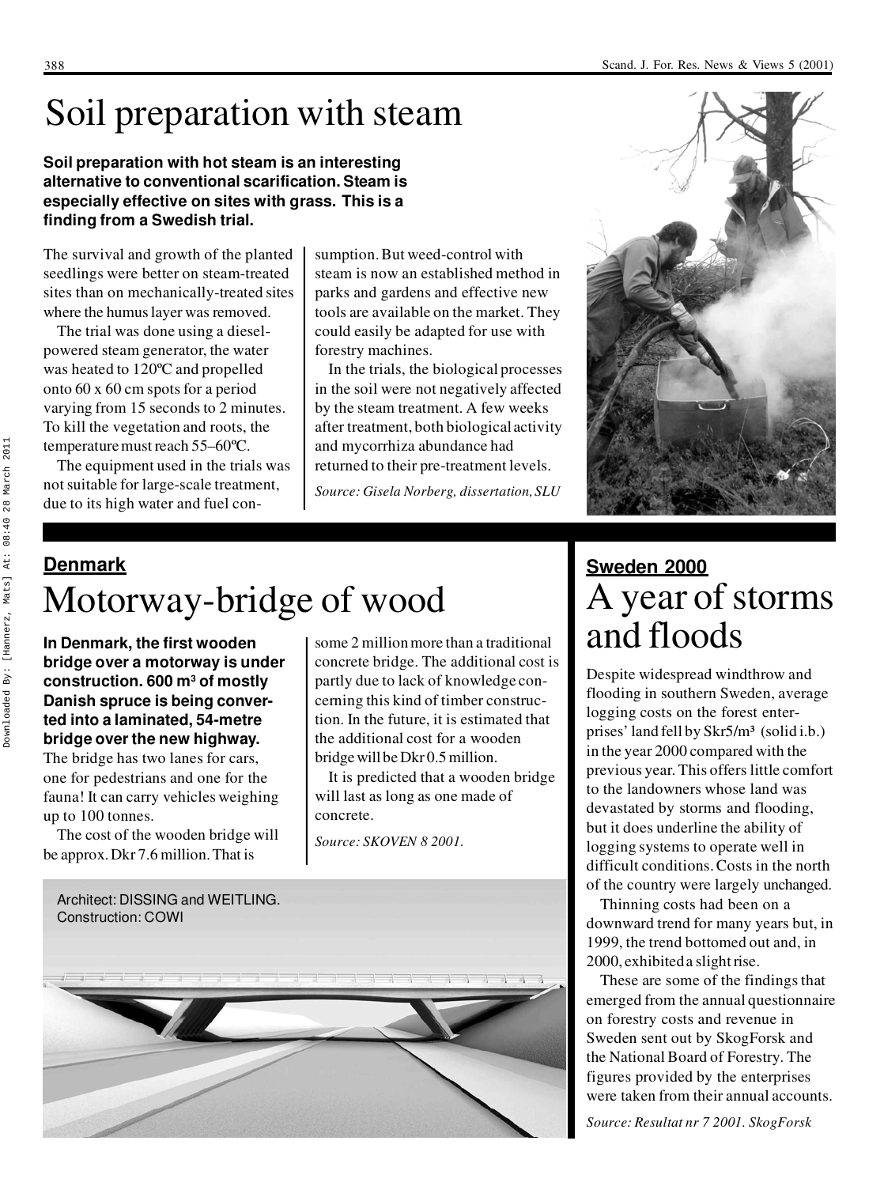# Soil preparation with steam

**Soil preparation with hot steam is an interesting alternative to conventional scarification. Steam is especially effective on sites with grass. This is a finding from a Swedish trial.**

The survival and growth of the planted seedlings were better on steam-treated sites than on mechanically-treated sites where the humus layer was removed.

The trial was done using a diesel-powered steam generator, the water was heated to 120ºC and propelled onto 60 x 60 cm spots for a period varying from 15 seconds to 2 minutes. To kill the vegetation and roots, the temperature must reach 55–60ºC.

The equipment used in the trials was not suitable for large-scale treatment, due to its high water and fuel consumption. But weed-control with steam is now an established method in parks and gardens and effective new tools are available on the market. They could easily be adapted for use with forestry machines.

In the trials, the biological processes in the soil were not negatively affected by the steam treatment. A few weeks after treatment, both biological activity and mycorrhiza abundance had returned to their pre-treatment levels.

*Source: Gisela Norberg, dissertation, SLU*

**Denmark**

# Motorway-bridge of wood

**In Denmark, the first wooden bridge over a motorway is under construction. 600 m³ of mostly Danish spruce is being converted into a laminated, 54-metre bridge over the new highway.**

The bridge has two lanes for cars, one for pedestrians and one for the fauna! It can carry vehicles weighing up to 100 tonnes.

The cost of the wooden bridge will be approx. Dkr 7.6 million. That is some 2 million more than a traditional concrete bridge. The additional cost is partly due to lack of knowledge concerning this kind of timber construction. In the future, it is estimated that the additional cost for a wooden bridge will be Dkr 0.5 million.

It is predicted that a wooden bridge will last as long as one made of concrete.

*Source: SKOVEN 8 2001.*

Architect: DISSING and WEITLING.
Construction: COWI

**Sweden 2000**

# A year of storms and floods

Despite widespread windthrow and flooding in southern Sweden, average logging costs on the forest enterprises' land fell by Skr5/m³ (solid i.b.) in the year 2000 compared with the previous year. This offers little comfort to the landowners whose land was devastated by storms and flooding, but it does underline the ability of logging systems to operate well in difficult conditions. Costs in the north of the country were largely unchanged.

Thinning costs had been on a downward trend for many years but, in 1999, the trend bottomed out and, in 2000, exhibited a slight rise.

These are some of the findings that emerged from the annual questionnaire on forestry costs and revenue in Sweden sent out by SkogForsk and the National Board of Forestry. The figures provided by the enterprises were taken from their annual accounts.

*Source: Resultat nr 7 2001. SkogForsk*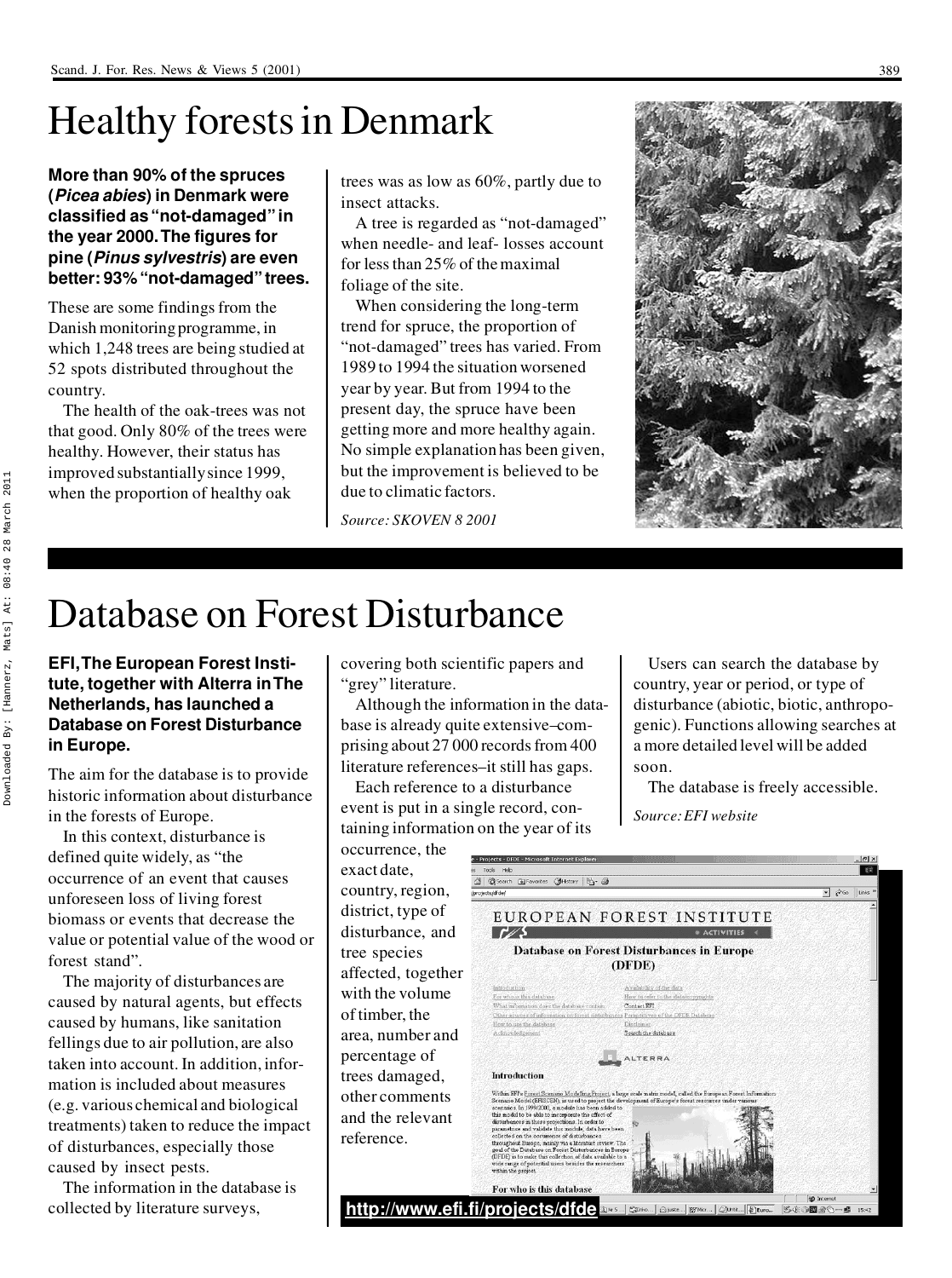# Healthy forests in Denmark

**More than 90% of the spruces (*Picea abies*) in Denmark were classified as "not-damaged" in the year 2000. The figures for pine (*Pinus sylvestris*) are even better: 93% "not-damaged" trees.**

These are some findings from the Danish monitoring programme, in which 1,248 trees are being studied at 52 spots distributed throughout the country.

The health of the oak-trees was not that good. Only 80% of the trees were healthy. However, their status has improved substantially since 1999, when the proportion of healthy oak trees was as low as 60%, partly due to insect attacks.

A tree is regarded as "not-damaged" when needle- and leaf- losses account for less than 25% of the maximal foliage of the site.

When considering the long-term trend for spruce, the proportion of "not-damaged" trees has varied. From 1989 to 1994 the situation worsened year by year. But from 1994 to the present day, the spruce have been getting more and more healthy again. No simple explanation has been given, but the improvement is believed to be due to climatic factors.

*Source: SKOVEN 8 2001*

# Database on Forest Disturbance

**EFI, The European Forest Institute, together with Alterra in The Netherlands, has launched a Database on Forest Disturbance in Europe.**

The aim for the database is to provide historic information about disturbance in the forests of Europe.

In this context, disturbance is defined quite widely, as "the occurrence of an event that causes unforeseen loss of living forest biomass or events that decrease the value or potential value of the wood or forest stand".

The majority of disturbances are caused by natural agents, but effects caused by humans, like sanitation fellings due to air pollution, are also taken into account. In addition, information is included about measures (e.g. various chemical and biological treatments) taken to reduce the impact of disturbances, especially those caused by insect pests.

The information in the database is collected by literature surveys, covering both scientific papers and "grey" literature.

Although the information in the database is already quite extensive–comprising about 27 000 records from 400 literature references–it still has gaps.

Each reference to a disturbance event is put in a single record, containing information on the year of its occurrence, the exact date, country, region, district, type of disturbance, and tree species affected, together with the volume of timber, the area, number and percentage of trees damaged, other comments and the relevant reference.

Users can search the database by country, year or period, or type of disturbance (abiotic, biotic, anthropogenic). Functions allowing searches at a more detailed level will be added soon.

The database is freely accessible.

*Source: EFI website*

**http://www.efi.fi/projects/dfde**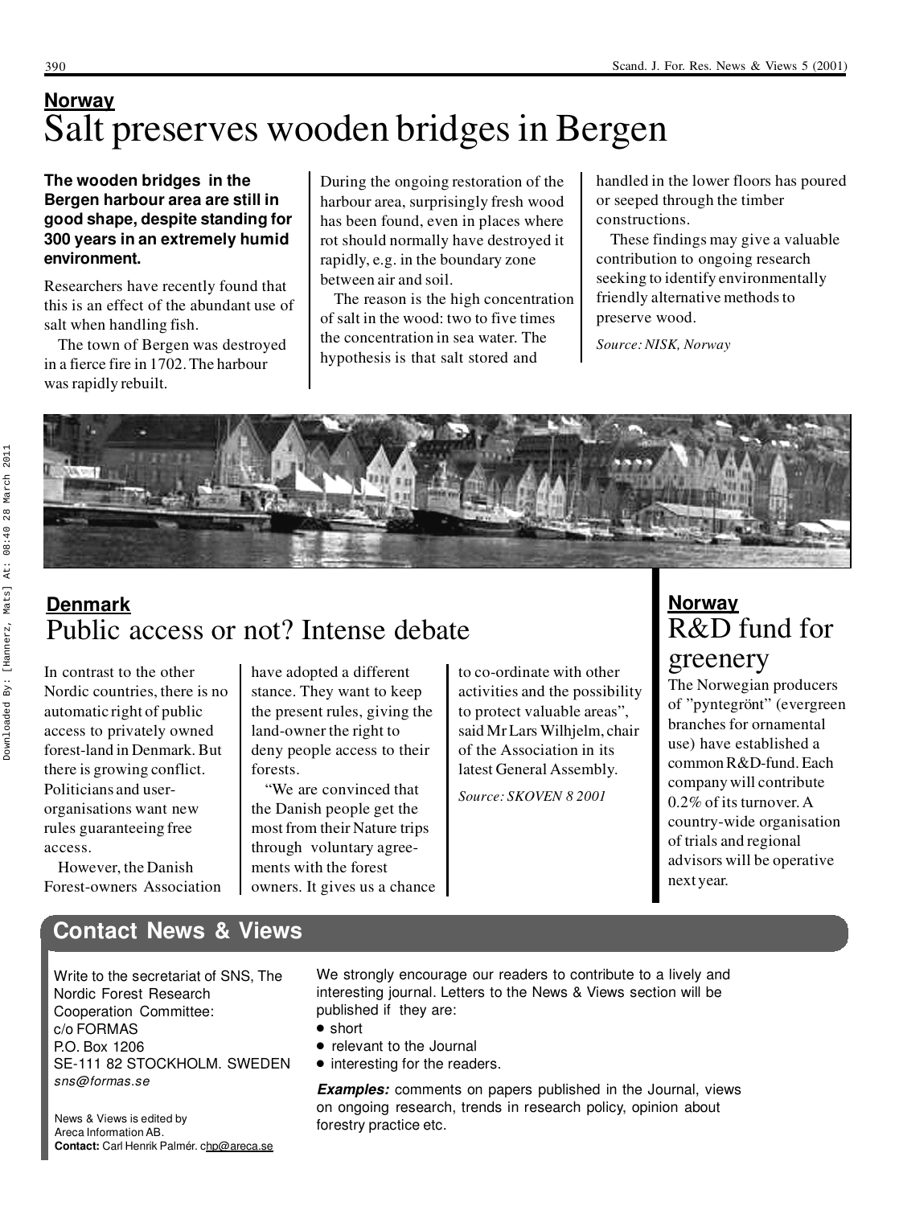## Norway

# Salt preserves wooden bridges in Bergen

**The wooden bridges in the Bergen harbour area are still in good shape, despite standing for 300 years in an extremely humid environment.**

Researchers have recently found that this is an effect of the abundant use of salt when handling fish.

The town of Bergen was destroyed in a fierce fire in 1702. The harbour was rapidly rebuilt.

During the ongoing restoration of the harbour area, surprisingly fresh wood has been found, even in places where rot should normally have destroyed it rapidly, e.g. in the boundary zone between air and soil.

The reason is the high concentration of salt in the wood: two to five times the concentration in sea water. The hypothesis is that salt stored and handled in the lower floors has poured or seeped through the timber constructions.

These findings may give a valuable contribution to ongoing research seeking to identify environmentally friendly alternative methods to preserve wood.

*Source: NISK, Norway*

## Denmark

# Public access or not? Intense debate

In contrast to the other Nordic countries, there is no automatic right of public access to privately owned forest-land in Denmark. But there is growing conflict. Politicians and user-organisations want new rules guaranteeing free access.

However, the Danish Forest-owners Association have adopted a different stance. They want to keep the present rules, giving the land-owner the right to deny people access to their forests.

"We are convinced that the Danish people get the most from their Nature trips through voluntary agreements with the forest owners. It gives us a chance to co-ordinate with other activities and the possibility to protect valuable areas", said Mr Lars Wilhjelm, chair of the Association in its latest General Assembly.

*Source: SKOVEN 8 2001*

## Norway

# R&D fund for greenery

The Norwegian producers of "pyntegrönt" (evergreen branches for ornamental use) have established a common R&D-fund. Each company will contribute 0.2% of its turnover. A country-wide organisation of trials and regional advisors will be operative next year.

## Contact News & Views

Write to the secretariat of SNS, The Nordic Forest Research Cooperation Committee:
c/o FORMAS
P.O. Box 1206
SE-111 82 STOCKHOLM. SWEDEN
*sns@formas.se*

News & Views is edited by Areca Information AB.
**Contact:** Carl Henrik Palmér. chp@areca.se

We strongly encourage our readers to contribute to a lively and interesting journal. Letters to the News & Views section will be published if they are:

- short
- relevant to the Journal
- interesting for the readers.

***Examples:*** comments on papers published in the Journal, views on ongoing research, trends in research policy, opinion about forestry practice etc.